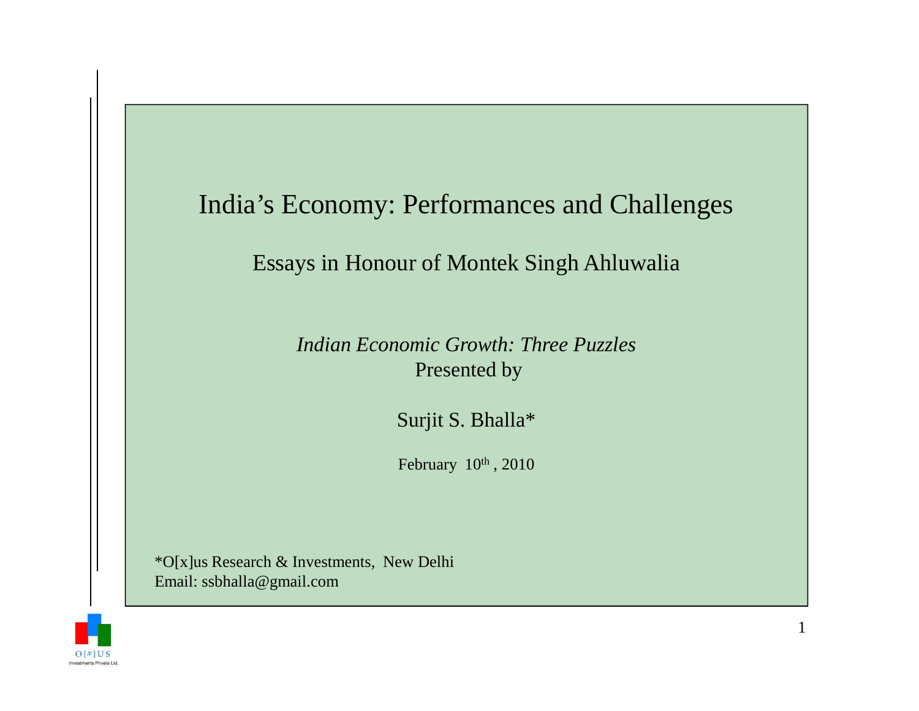# India's Economy: Performances and Challenges

## Essays in Honour of Montek Singh Ahluwalia

*Indian Economic Growth: Three Puzzles*

Presented by

Surjit S. Bhalla*

February 10th, 2010

*O[x]us Research & Investments, New Delhi
Email: ssbhalla@gmail.com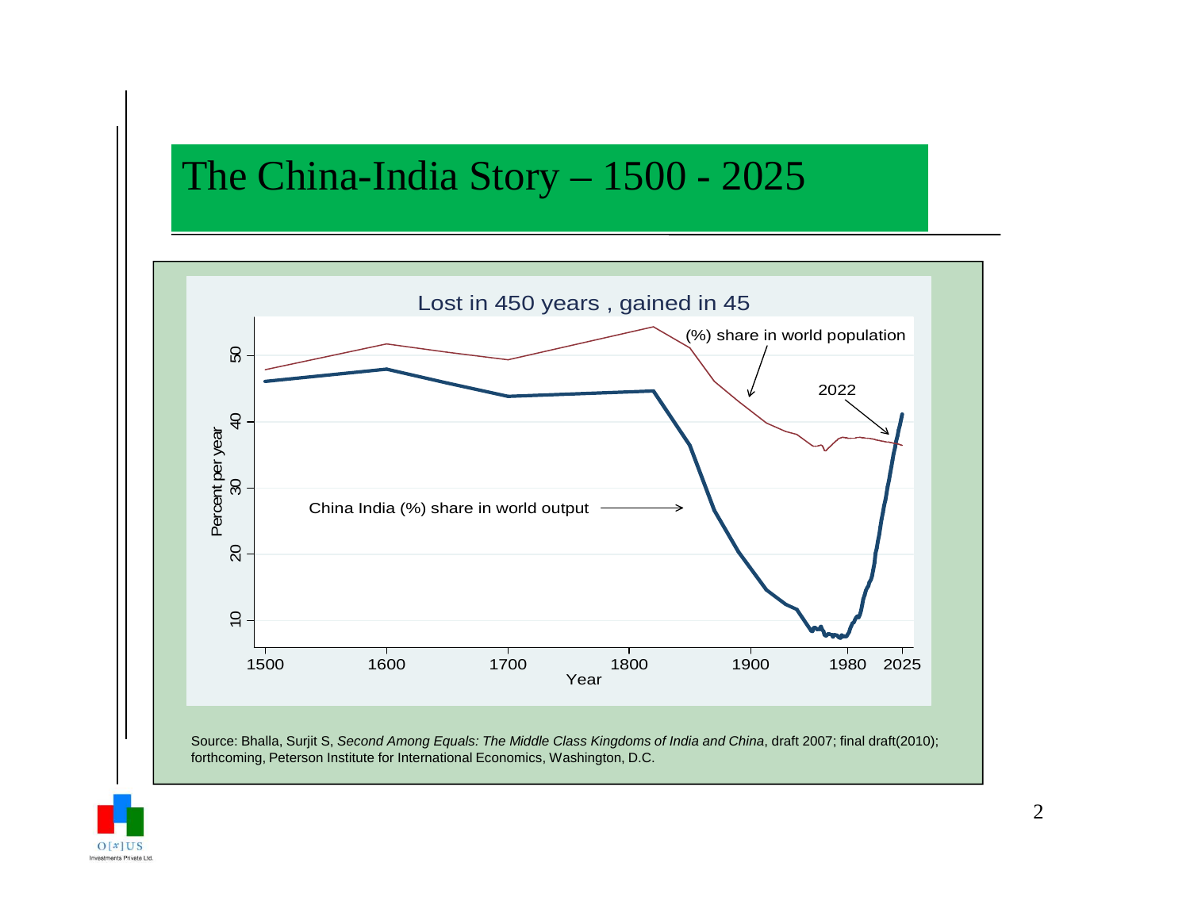# The China-India Story – 1500 - 2025

Lost in 450 years , gained in 45

Source: Bhalla, Surjit S, *Second Among Equals: The Middle Class Kingdoms of India and China*, draft 2007; final draft(2010); forthcoming, Peterson Institute for International Economics, Washington, D.C.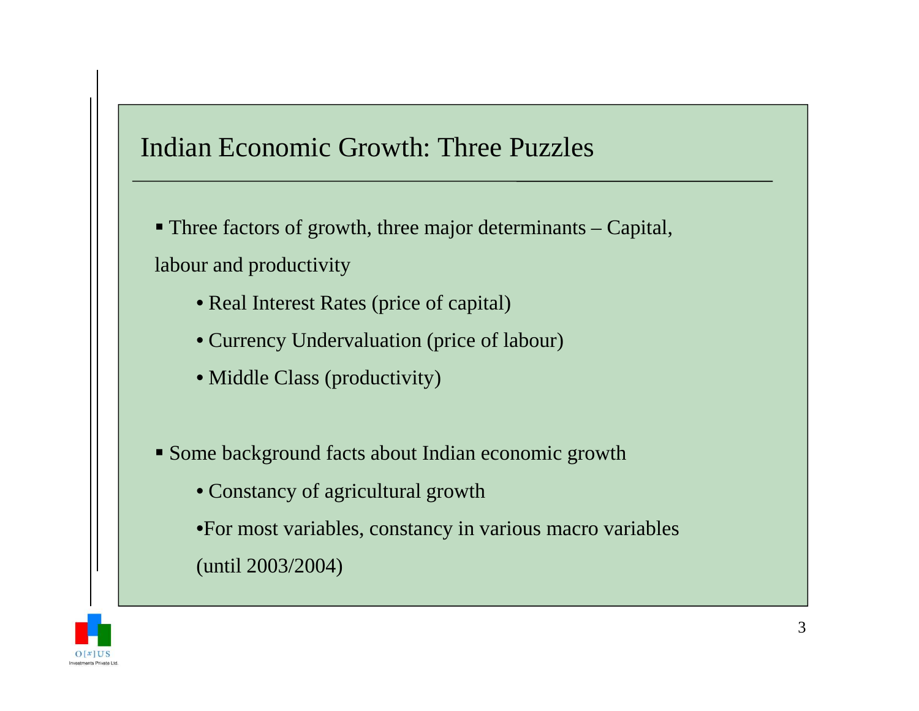# Indian Economic Growth: Three Puzzles

- Three factors of growth, three major determinants – Capital, labour and productivity
    - Real Interest Rates (price of capital)
    - Currency Undervaluation (price of labour)
    - Middle Class (productivity)

- Some background facts about Indian economic growth
    - Constancy of agricultural growth
    - For most variables, constancy in various macro variables (until 2003/2004)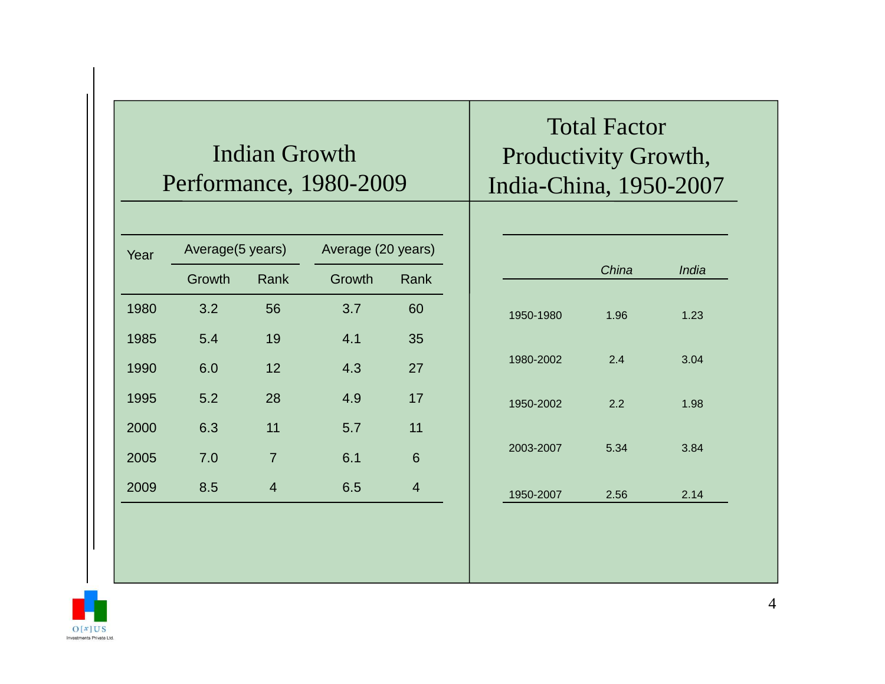## Indian Growth Performance, 1980-2009

| Year | Average(5 years) | | Average (20 years) | |
|---|---|---|---|---|
| | Growth | Rank | Growth | Rank |
| 1980 | 3.2 | 56 | 3.7 | 60 |
| 1985 | 5.4 | 19 | 4.1 | 35 |
| 1990 | 6.0 | 12 | 4.3 | 27 |
| 1995 | 5.2 | 28 | 4.9 | 17 |
| 2000 | 6.3 | 11 | 5.7 | 11 |
| 2005 | 7.0 | 7 | 6.1 | 6 |
| 2009 | 8.5 | 4 | 6.5 | 4 |

## Total Factor Productivity Growth, India-China, 1950-2007

| | *China* | *India* |
|---|---|---|
| 1950-1980 | 1.96 | 1.23 |
| 1980-2002 | 2.4 | 3.04 |
| 1950-2002 | 2.2 | 1.98 |
| 2003-2007 | 5.34 | 3.84 |
| 1950-2007 | 2.56 | 2.14 |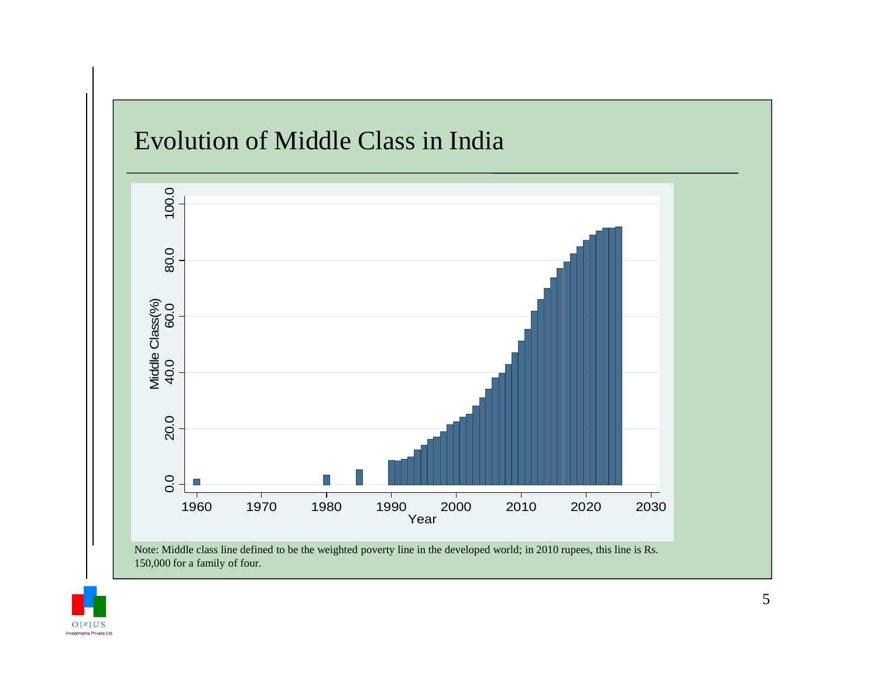# Evolution of Middle Class in India

Note: Middle class line defined to be the weighted poverty line in the developed world; in 2010 rupees, this line is Rs. 150,000 for a family of four.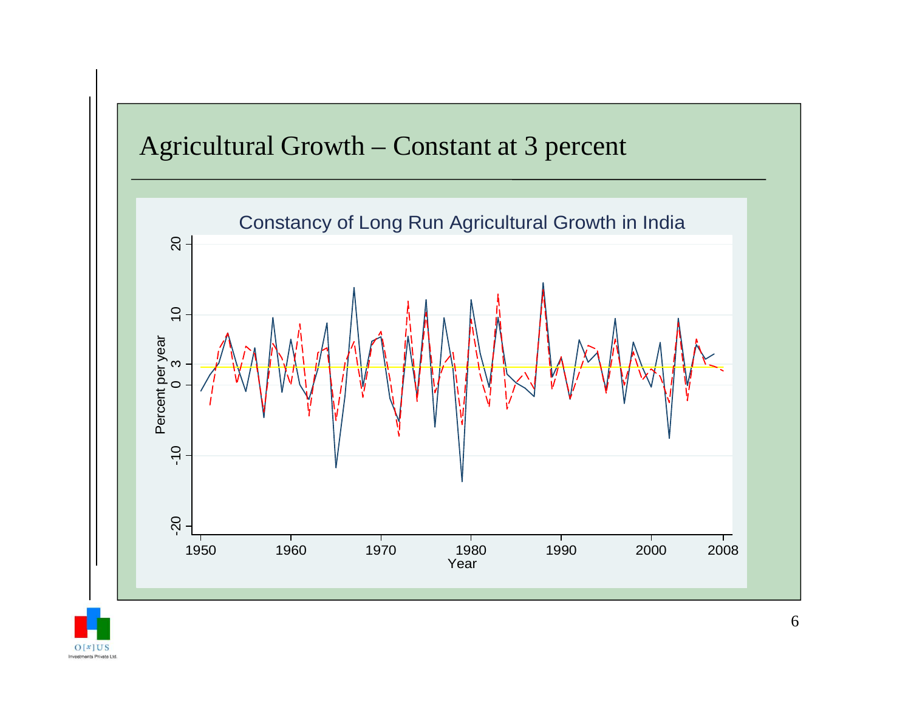# Agricultural Growth – Constant at 3 percent

Constancy of Long Run Agricultural Growth in India

Percent per year

20

10

3

0

-10

-20

1950 1960 1970 1980 1990 2000 2008

Year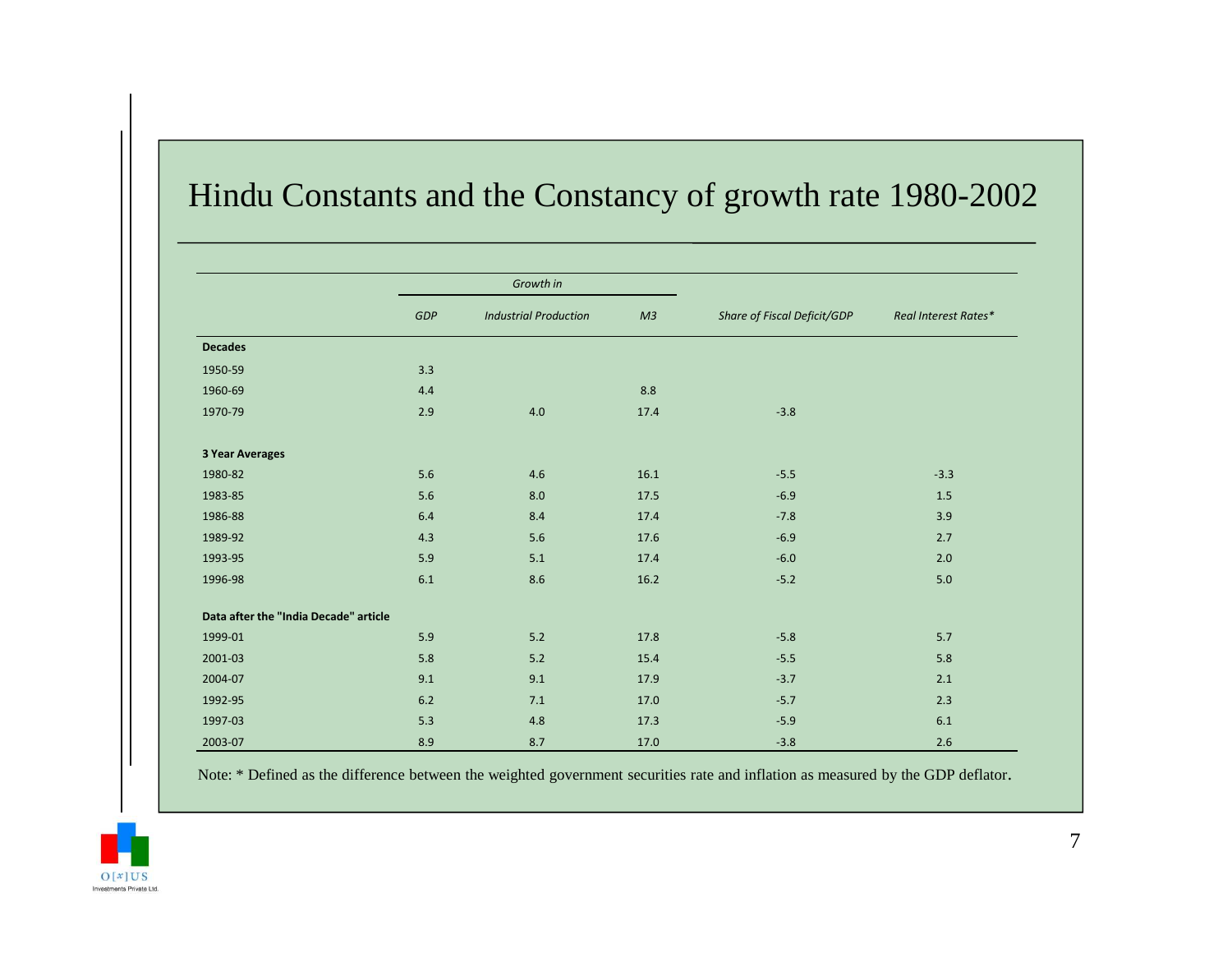# Hindu Constants and the Constancy of growth rate 1980-2002

| | *Growth in* | | | | |
|---|---|---|---|---|---|
| | *GDP* | *Industrial Production* | *M3* | *Share of Fiscal Deficit/GDP* | *Real Interest Rates** |
| **Decades** | | | | | |
| 1950-59 | 3.3 | | | | |
| 1960-69 | 4.4 | | 8.8 | | |
| 1970-79 | 2.9 | 4.0 | 17.4 | -3.8 | |
| **3 Year Averages** | | | | | |
| 1980-82 | 5.6 | 4.6 | 16.1 | -5.5 | -3.3 |
| 1983-85 | 5.6 | 8.0 | 17.5 | -6.9 | 1.5 |
| 1986-88 | 6.4 | 8.4 | 17.4 | -7.8 | 3.9 |
| 1989-92 | 4.3 | 5.6 | 17.6 | -6.9 | 2.7 |
| 1993-95 | 5.9 | 5.1 | 17.4 | -6.0 | 2.0 |
| 1996-98 | 6.1 | 8.6 | 16.2 | -5.2 | 5.0 |
| **Data after the "India Decade" article** | | | | | |
| 1999-01 | 5.9 | 5.2 | 17.8 | -5.8 | 5.7 |
| 2001-03 | 5.8 | 5.2 | 15.4 | -5.5 | 5.8 |
| 2004-07 | 9.1 | 9.1 | 17.9 | -3.7 | 2.1 |
| 1992-95 | 6.2 | 7.1 | 17.0 | -5.7 | 2.3 |
| 1997-03 | 5.3 | 4.8 | 17.3 | -5.9 | 6.1 |
| 2003-07 | 8.9 | 8.7 | 17.0 | -3.8 | 2.6 |

Note: * Defined as the difference between the weighted government securities rate and inflation as measured by the GDP deflator.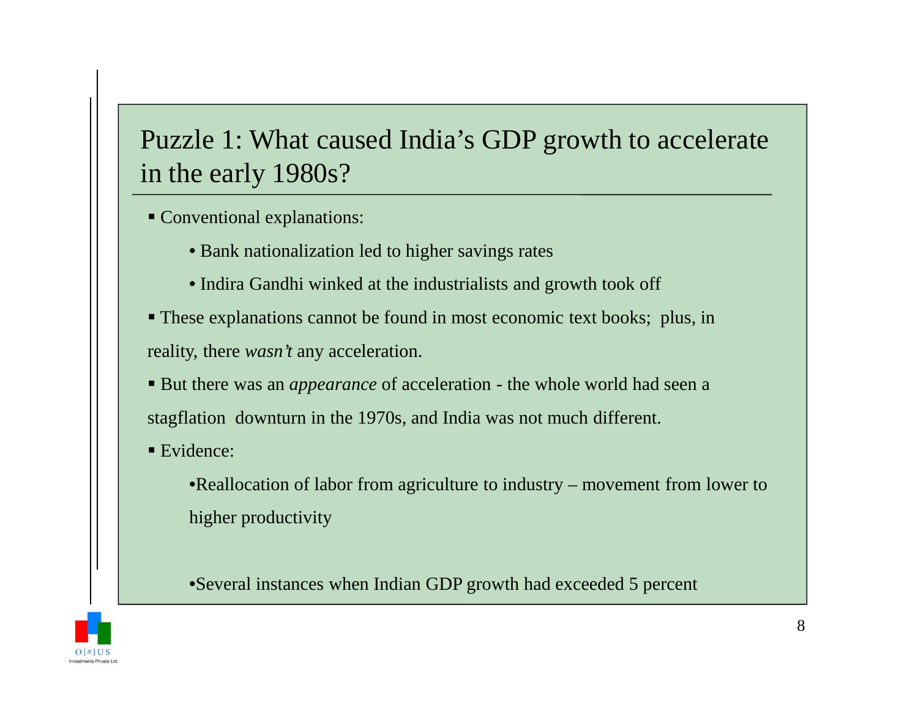# Puzzle 1: What caused India's GDP growth to accelerate in the early 1980s?

- Conventional explanations:
  - Bank nationalization led to higher savings rates
  - Indira Gandhi winked at the industrialists and growth took off
- These explanations cannot be found in most economic text books; plus, in reality, there *wasn't* any acceleration.
- But there was an *appearance* of acceleration - the whole world had seen a stagflation downturn in the 1970s, and India was not much different.
- Evidence:
  - Reallocation of labor from agriculture to industry – movement from lower to higher productivity
  - Several instances when Indian GDP growth had exceeded 5 percent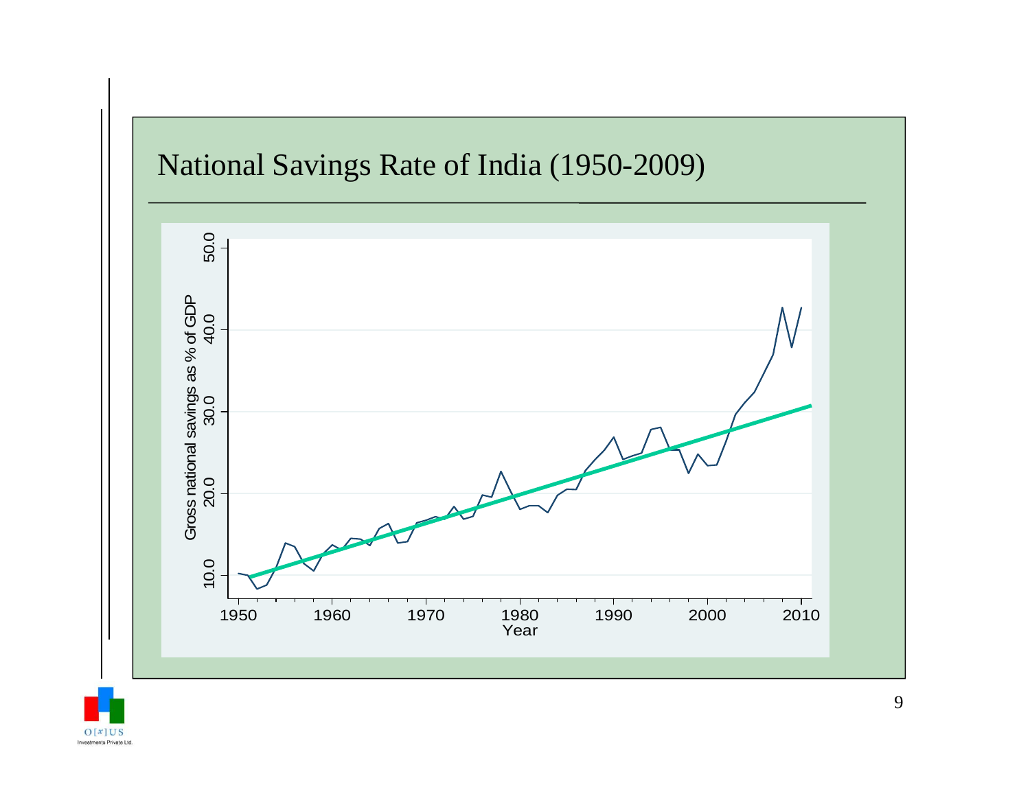# National Savings Rate of India (1950-2009)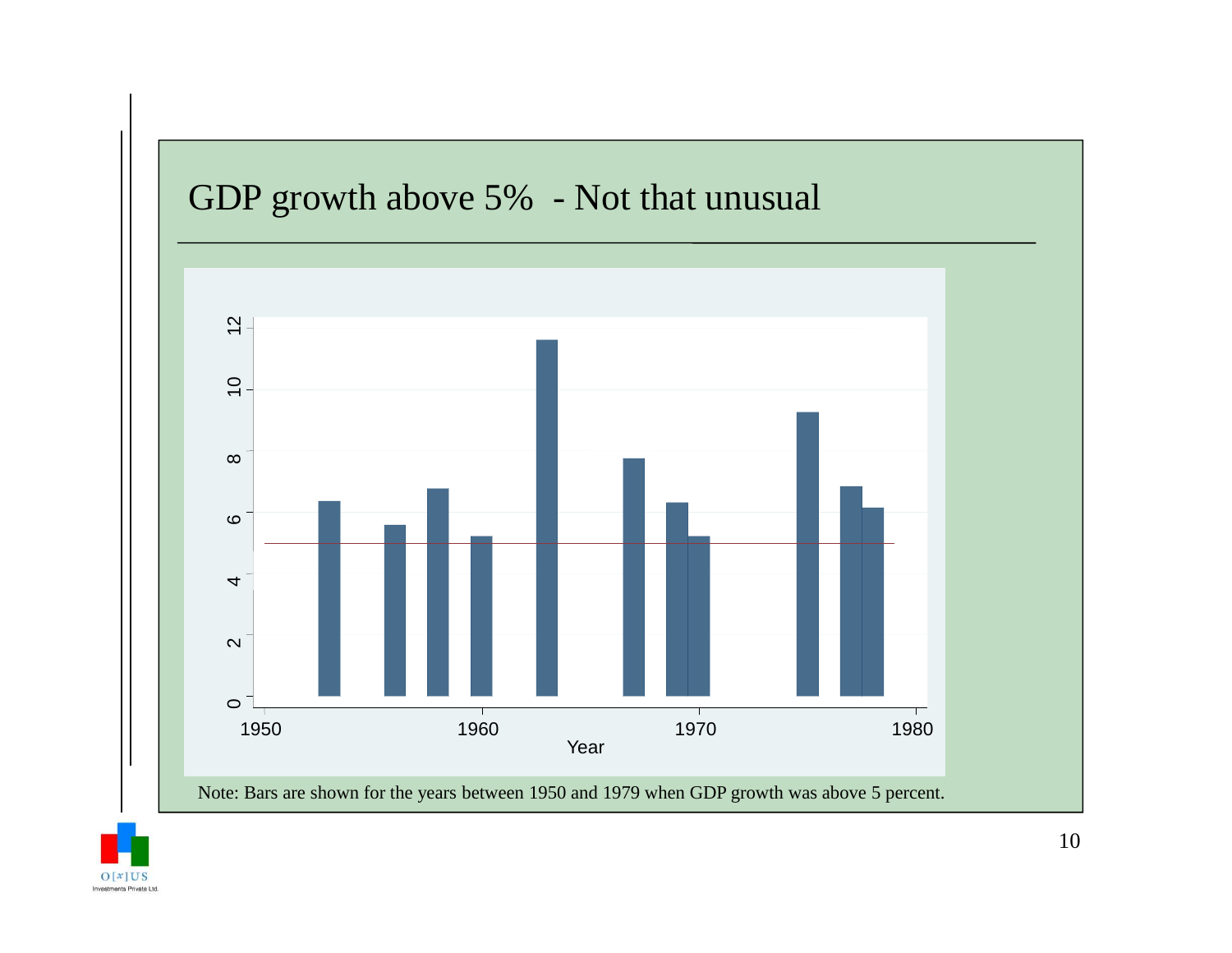# GDP growth above 5% - Not that unusual

Note: Bars are shown for the years between 1950 and 1979 when GDP growth was above 5 percent.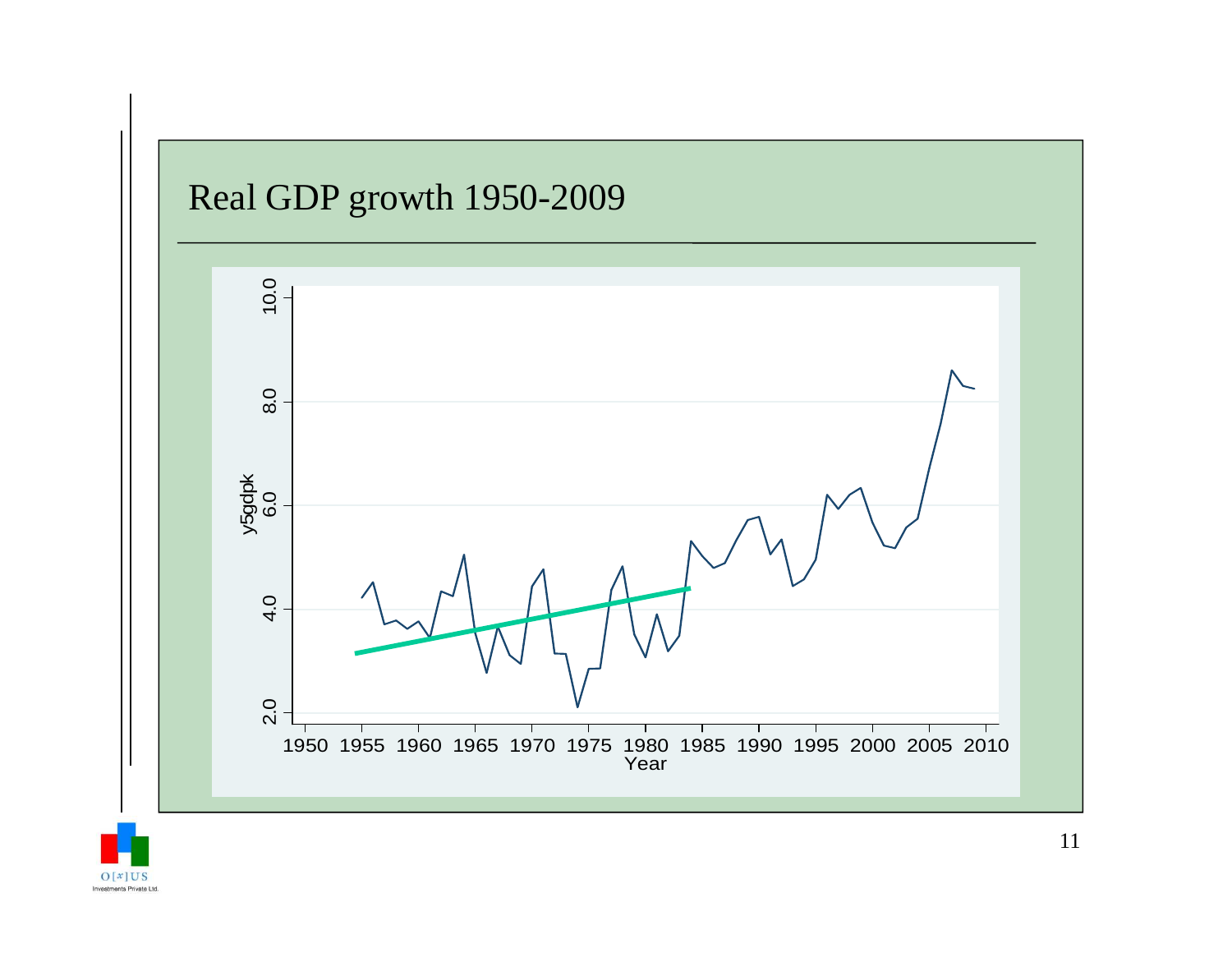# Real GDP growth 1950-2009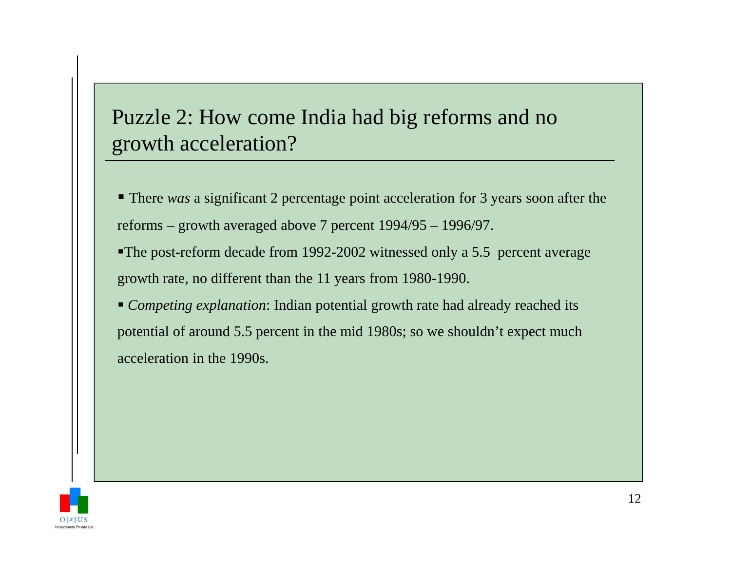# Puzzle 2: How come India had big reforms and no growth acceleration?

- There *was* a significant 2 percentage point acceleration for 3 years soon after the reforms – growth averaged above 7 percent 1994/95 – 1996/97.
- The post-reform decade from 1992-2002 witnessed only a 5.5 percent average growth rate, no different than the 11 years from 1980-1990.
- *Competing explanation*: Indian potential growth rate had already reached its potential of around 5.5 percent in the mid 1980s; so we shouldn't expect much acceleration in the 1990s.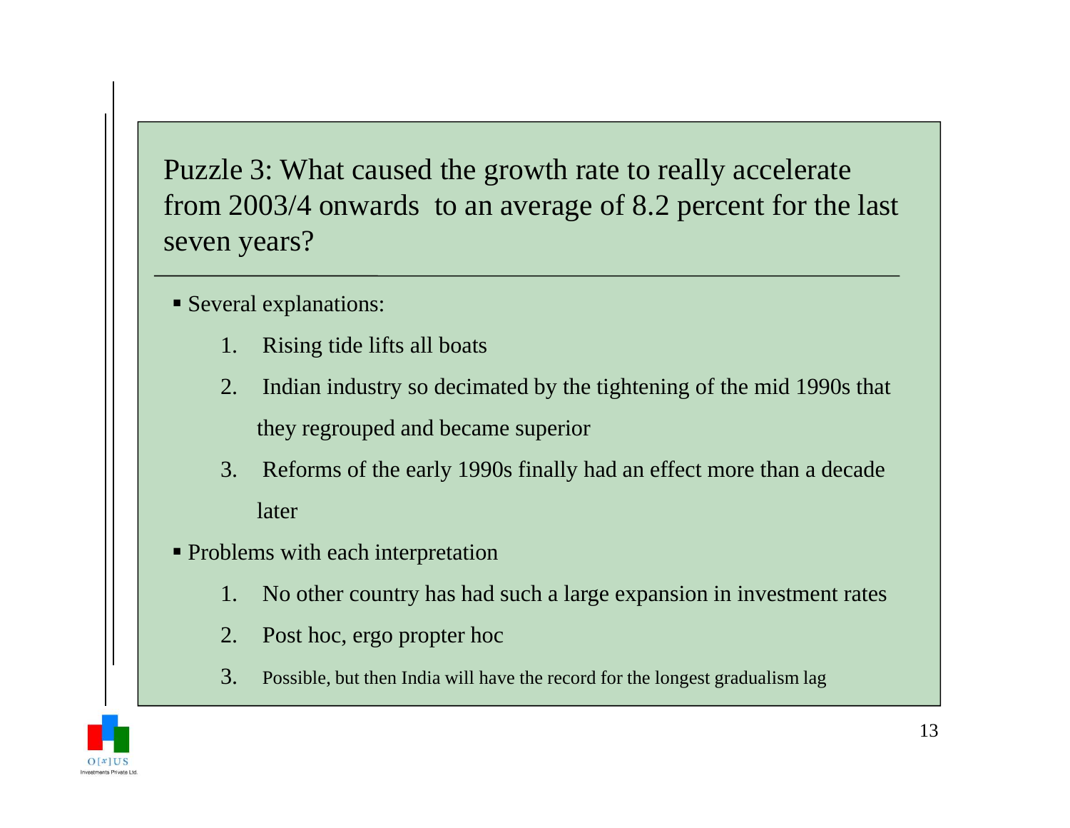## Puzzle 3: What caused the growth rate to really accelerate from 2003/4 onwards to an average of 8.2 percent for the last seven years?

- Several explanations:
  1. Rising tide lifts all boats
  2. Indian industry so decimated by the tightening of the mid 1990s that they regrouped and became superior
  3. Reforms of the early 1990s finally had an effect more than a decade later
- Problems with each interpretation
  1. No other country has had such a large expansion in investment rates
  2. Post hoc, ergo propter hoc
  3. Possible, but then India will have the record for the longest gradualism lag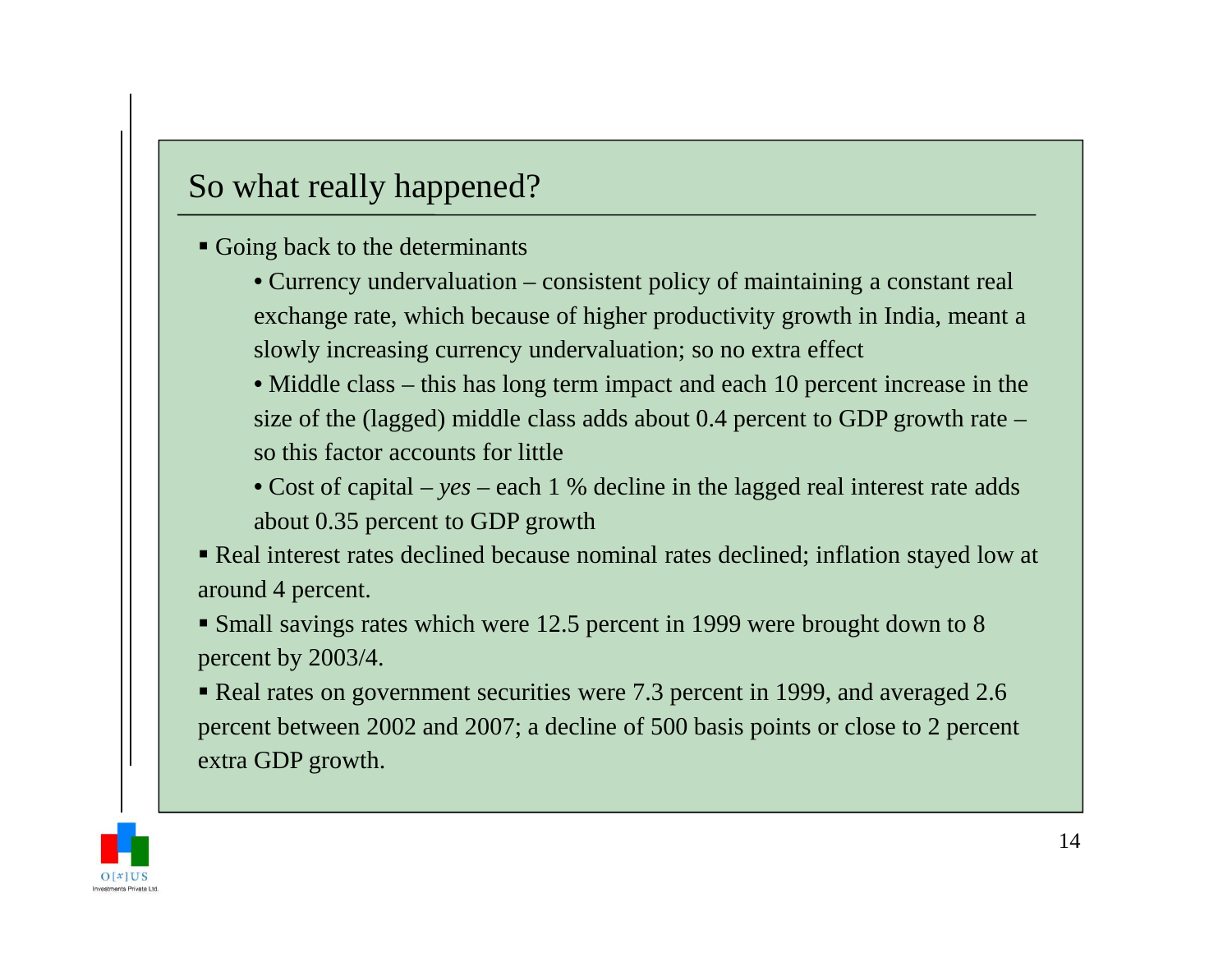## So what really happened?

- Going back to the determinants
  - Currency undervaluation – consistent policy of maintaining a constant real exchange rate, which because of higher productivity growth in India, meant a slowly increasing currency undervaluation; so no extra effect
  - Middle class – this has long term impact and each 10 percent increase in the size of the (lagged) middle class adds about 0.4 percent to GDP growth rate – so this factor accounts for little
  - Cost of capital – *yes* – each 1 % decline in the lagged real interest rate adds about 0.35 percent to GDP growth
- Real interest rates declined because nominal rates declined; inflation stayed low at around 4 percent.
- Small savings rates which were 12.5 percent in 1999 were brought down to 8 percent by 2003/4.
- Real rates on government securities were 7.3 percent in 1999, and averaged 2.6 percent between 2002 and 2007; a decline of 500 basis points or close to 2 percent extra GDP growth.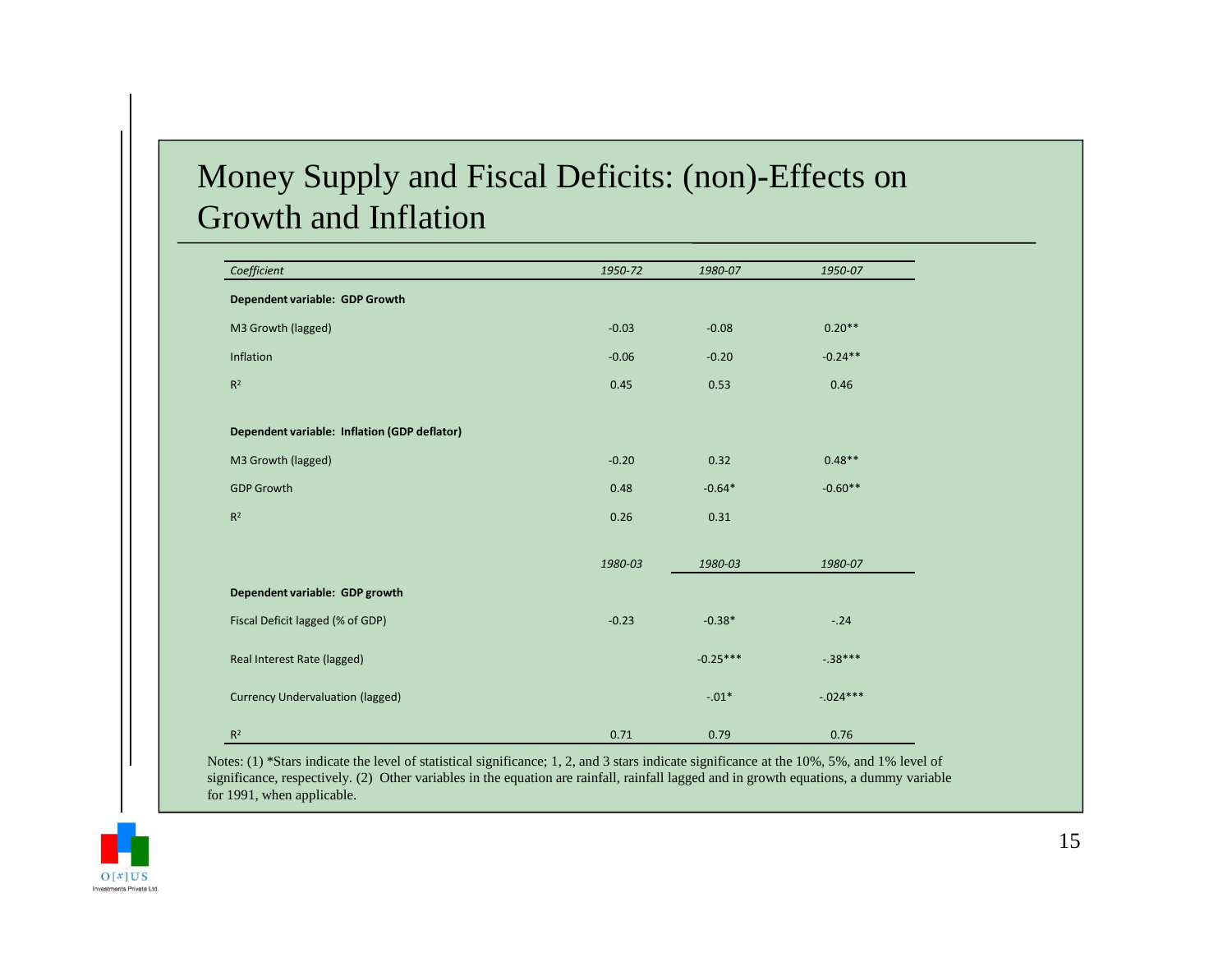# Money Supply and Fiscal Deficits: (non)-Effects on Growth and Inflation

| *Coefficient* | *1950-72* | *1980-07* | *1950-07* |
|---|---|---|---|
| **Dependent variable: GDP Growth** | | | |
| M3 Growth (lagged) | -0.03 | -0.08 | 0.20** |
| Inflation | -0.06 | -0.20 | -0.24** |
| $R^2$ | 0.45 | 0.53 | 0.46 |
| **Dependent variable: Inflation (GDP deflator)** | | | |
| M3 Growth (lagged) | -0.20 | 0.32 | 0.48** |
| GDP Growth | 0.48 | -0.64* | -0.60** |
| $R^2$ | 0.26 | 0.31 | |
| | *1980-03* | *1980-03* | *1980-07* |
| **Dependent variable: GDP growth** | | | |
| Fiscal Deficit lagged (% of GDP) | -0.23 | -0.38* | -.24 |
| Real Interest Rate (lagged) | | -0.25*** | -.38*** |
| Currency Undervaluation (lagged) | | -.01* | -.024*** |
| $R^2$ | 0.71 | 0.79 | 0.76 |

Notes: (1) *Stars indicate the level of statistical significance; 1, 2, and 3 stars indicate significance at the 10%, 5%, and 1% level of significance, respectively. (2) Other variables in the equation are rainfall, rainfall lagged and in growth equations, a dummy variable for 1991, when applicable.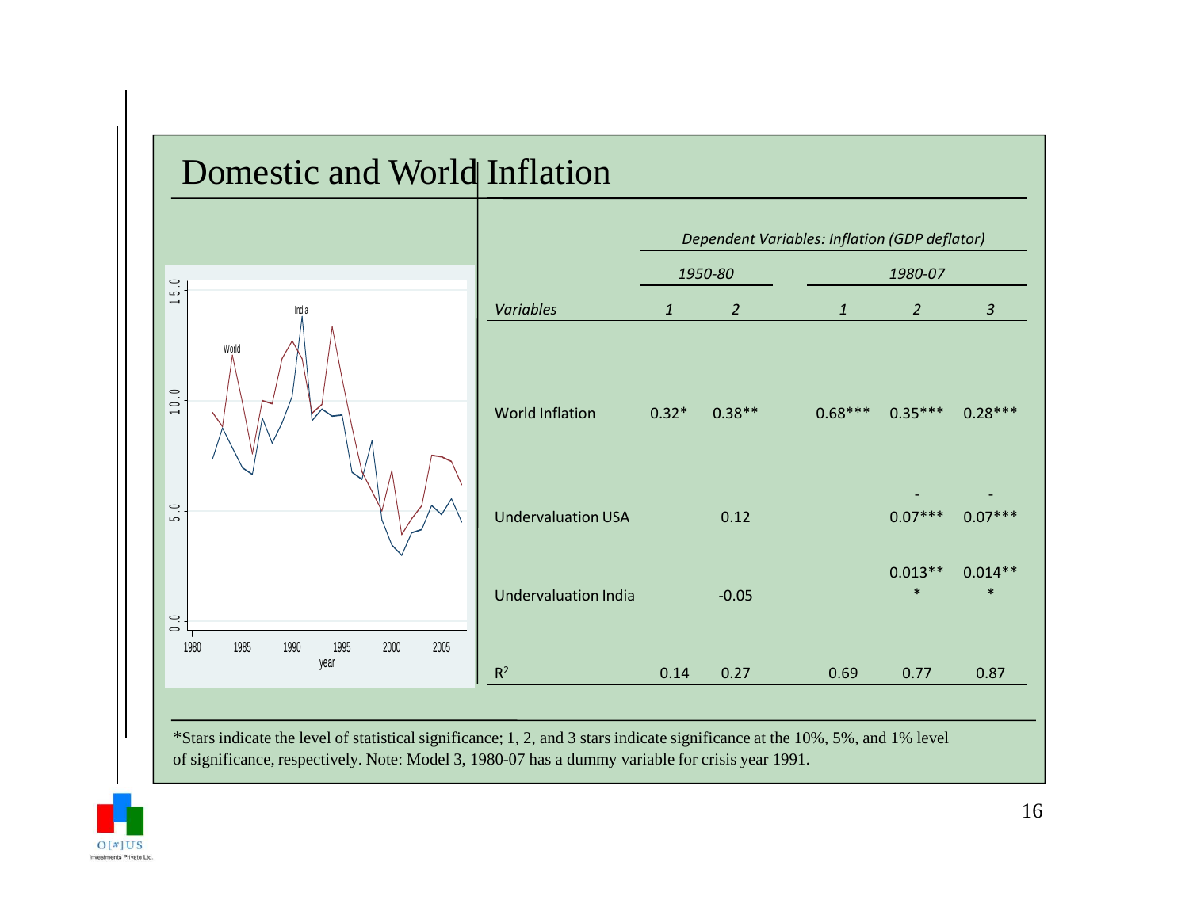# Domestic and World Inflation

| | Dependent Variables: Inflation (GDP deflator) | | | | |
|---|---|---|---|---|---|
| | 1950-80 | | 1980-07 | | |
| *Variables* | *1* | *2* | *1* | *2* | *3* |
| World Inflation | 0.32* | 0.38** | 0.68*** | 0.35*** | 0.28*** |
| Undervaluation USA | | 0.12 | | -0.07*** | -0.07*** |
| Undervaluation India | | -0.05 | | 0.013*** | 0.014*** |
| $R^2$ | 0.14 | 0.27 | 0.69 | 0.77 | 0.87 |

*Stars indicate the level of statistical significance; 1, 2, and 3 stars indicate significance at the 10%, 5%, and 1% level of significance, respectively. Note: Model 3, 1980-07 has a dummy variable for crisis year 1991.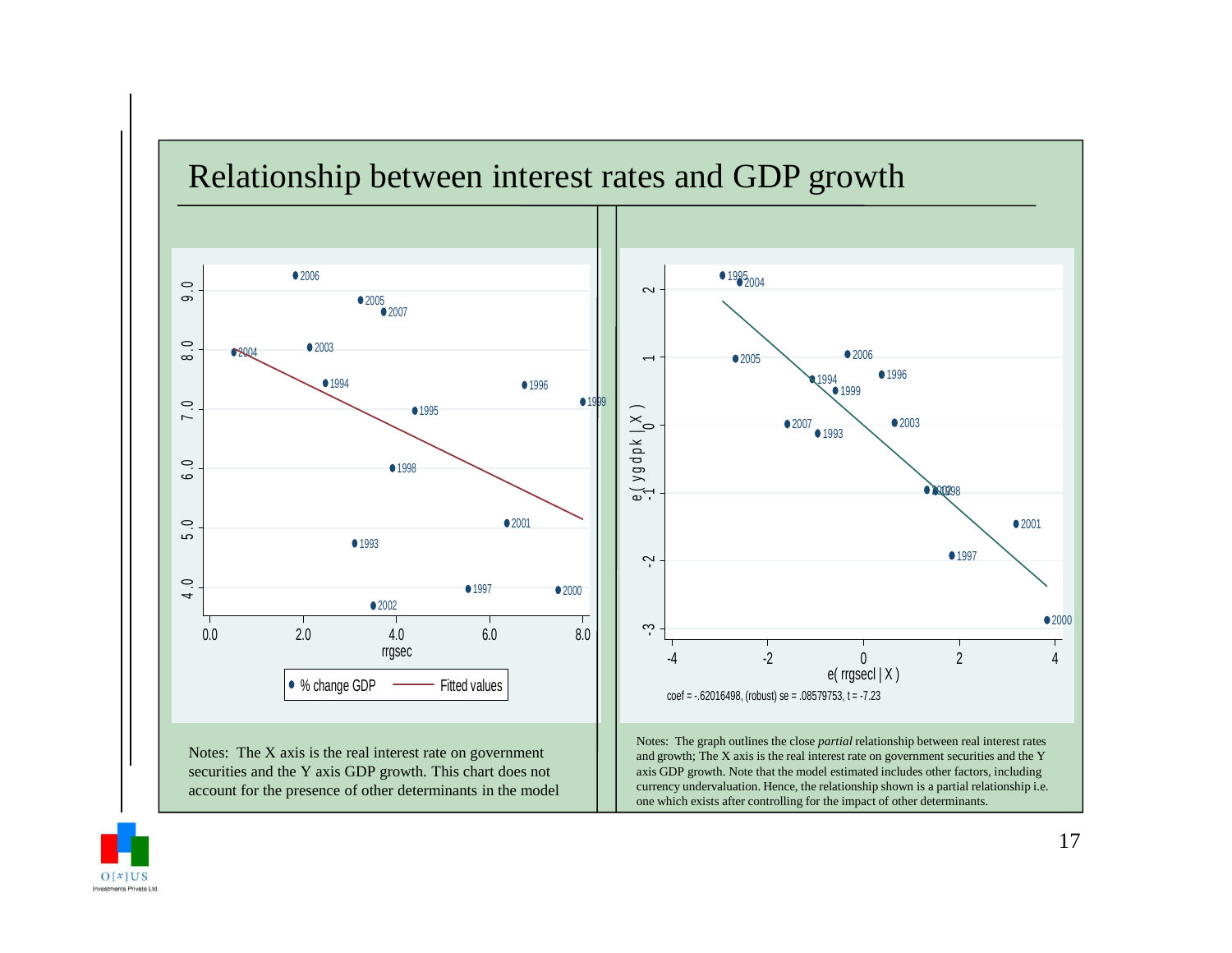# Relationship between interest rates and GDP growth

Notes: The X axis is the real interest rate on government securities and the Y axis GDP growth. This chart does not account for the presence of other determinants in the model

coef = -.62016498, (robust) se = .08579753, t = -7.23

Notes: The graph outlines the close *partial* relationship between real interest rates and growth; The X axis is the real interest rate on government securities and the Y axis GDP growth. Note that the model estimated includes other factors, including currency undervaluation. Hence, the relationship shown is a partial relationship i.e. one which exists after controlling for the impact of other determinants.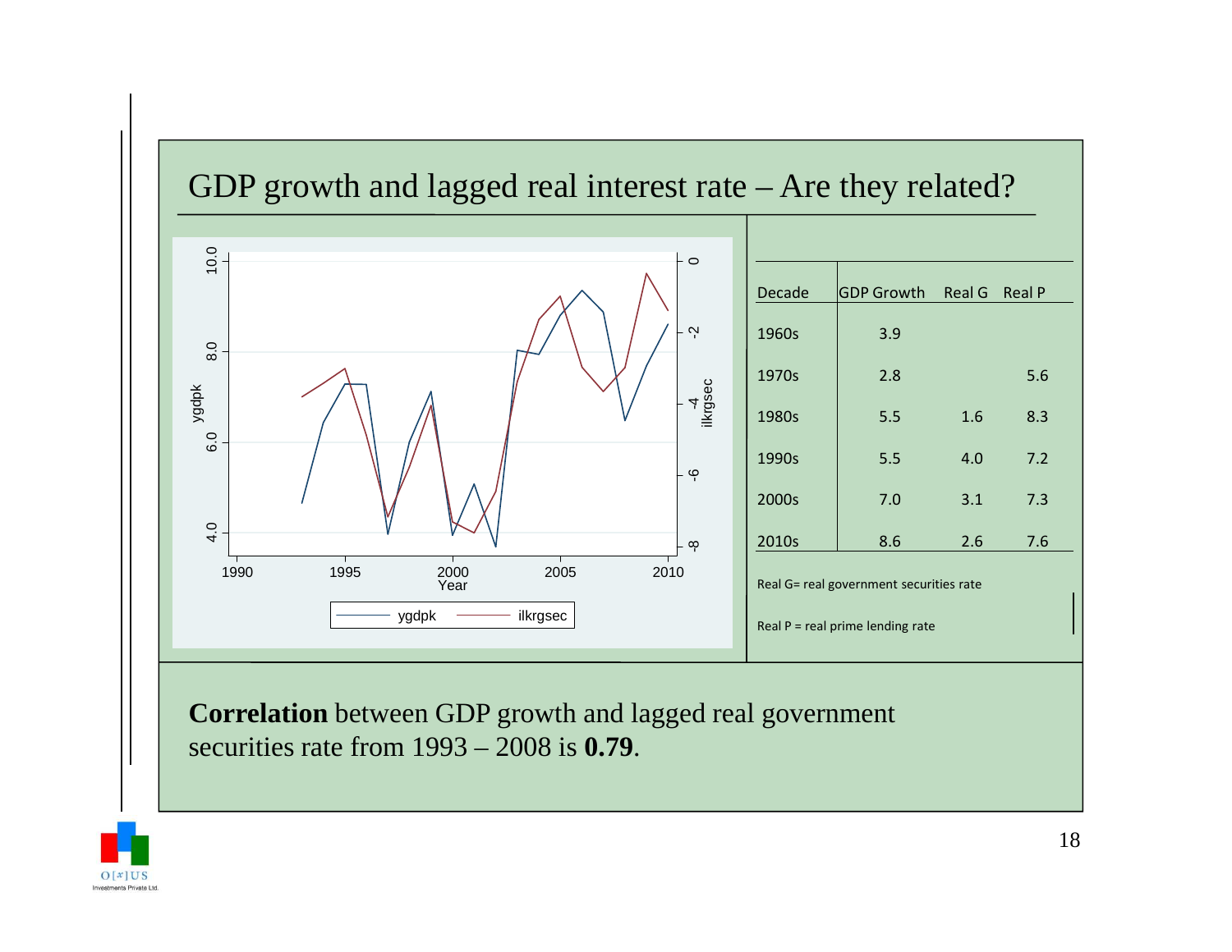# GDP growth and lagged real interest rate – Are they related?

| Decade | GDP Growth | Real G | Real P |
|---|---|---|---|
| 1960s | 3.9 | | |
| 1970s | 2.8 | | 5.6 |
| 1980s | 5.5 | 1.6 | 8.3 |
| 1990s | 5.5 | 4.0 | 7.2 |
| 2000s | 7.0 | 3.1 | 7.3 |
| 2010s | 8.6 | 2.6 | 7.6 |

Real G= real government securities rate

Real P = real prime lending rate

**Correlation** between GDP growth and lagged real government securities rate from 1993 – 2008 is **0.79**.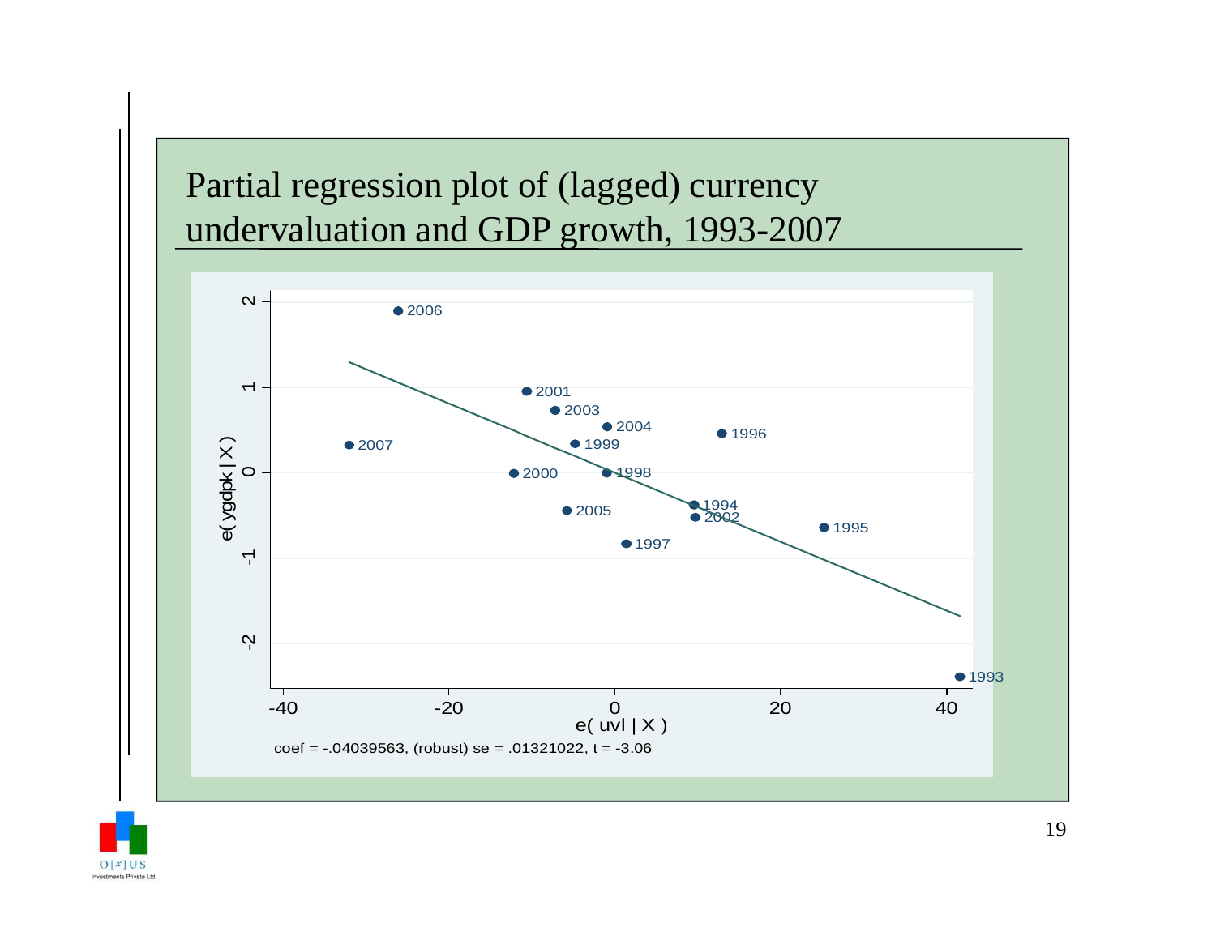# Partial regression plot of (lagged) currency undervaluation and GDP growth, 1993-2007

coef = -.04039563, (robust) se = .01321022, t = -3.06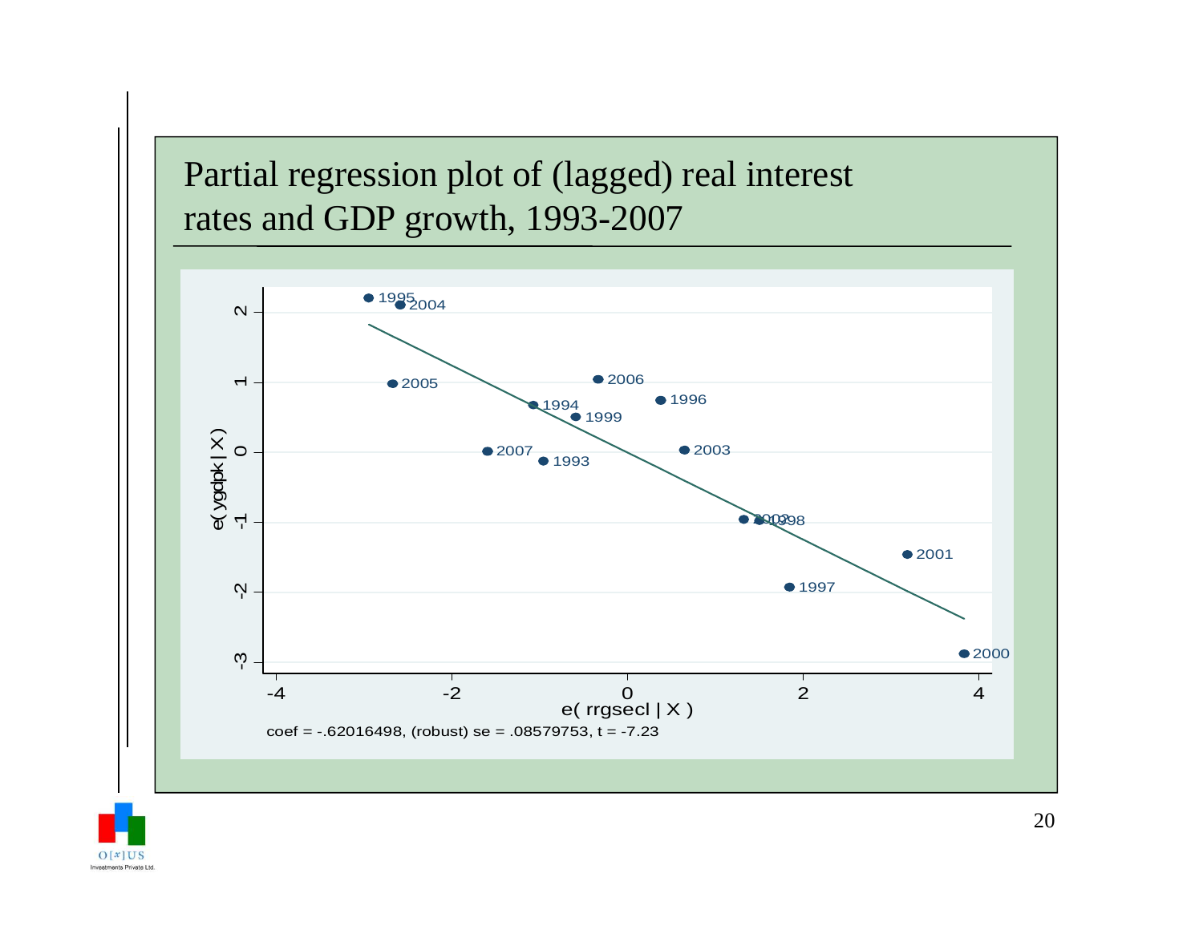# Partial regression plot of (lagged) real interest rates and GDP growth, 1993-2007

coef = -.62016498, (robust) se = .08579753, t = -7.23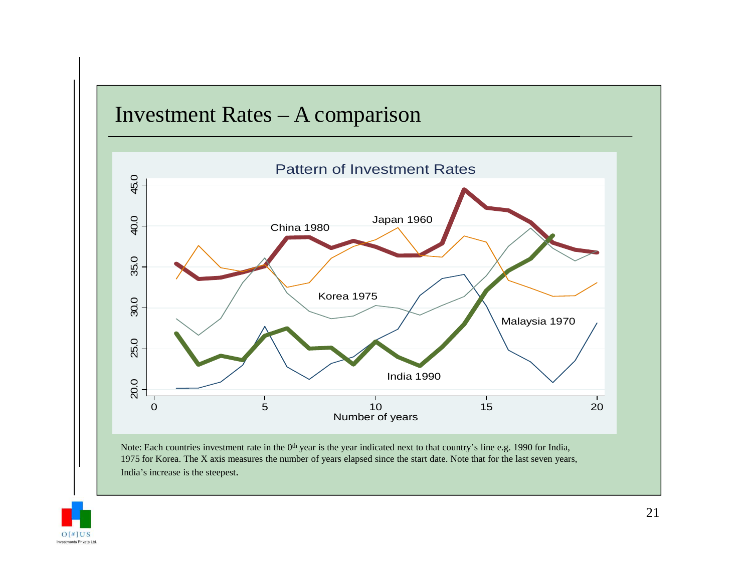# Investment Rates – A comparison

**Pattern of Investment Rates**

Note: Each countries investment rate in the 0th year is the year indicated next to that country's line e.g. 1990 for India, 1975 for Korea. The X axis measures the number of years elapsed since the start date. Note that for the last seven years, India's increase is the steepest.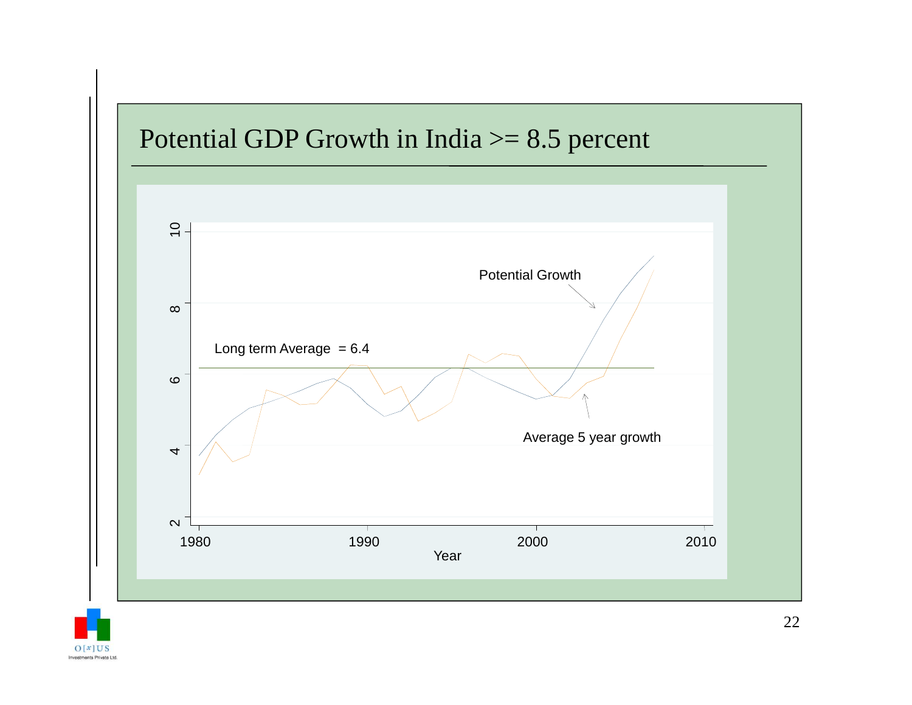# Potential GDP Growth in India >= 8.5 percent

Potential Growth

Long term Average = 6.4

Average 5 year growth

10

8

6

4

2

1980

1990

2000

2010

Year

O[ ]US
Investments Private Ltd.